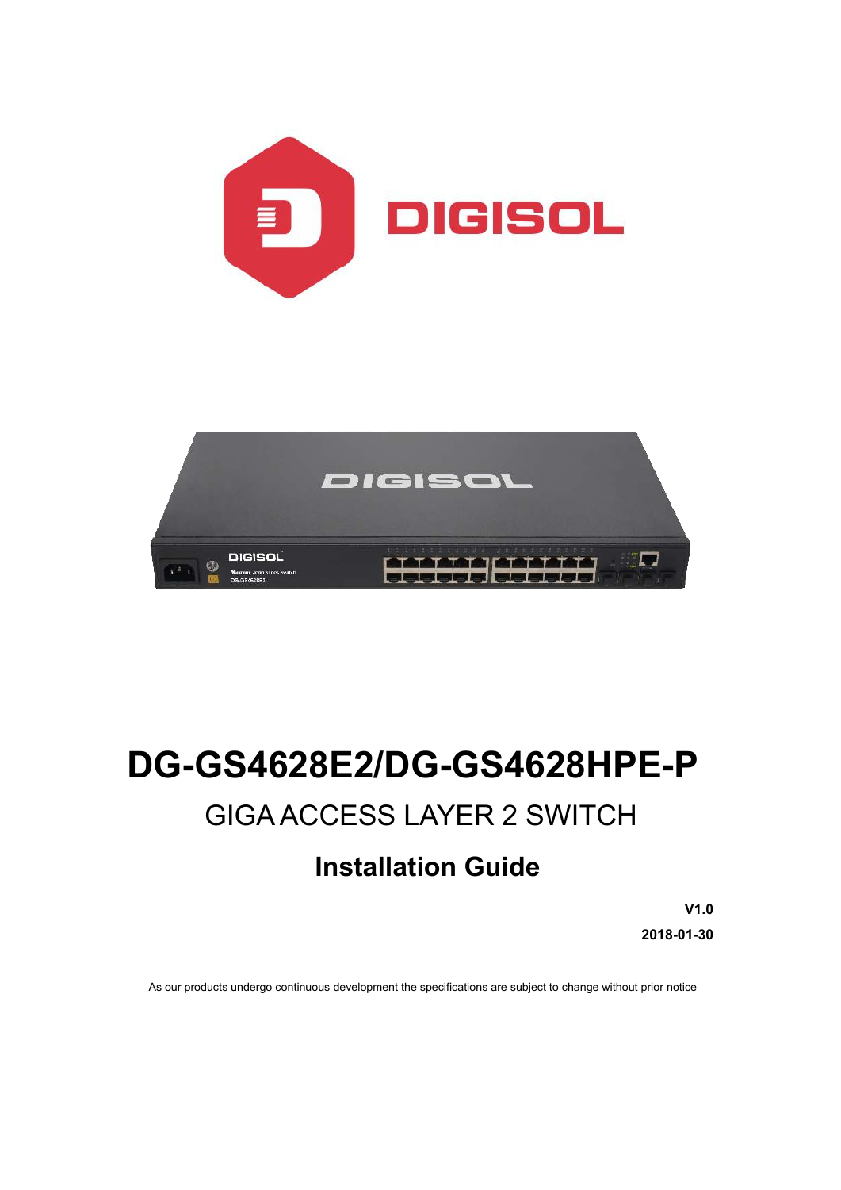# DG-GS4628E2/DG-GS4628HPE-P

## GIGA ACCESS LAYER 2 SWITCH

### Installation Guide

**V1.0**

**2018-01-30**

As our products undergo continuous development the specifications are subject to change without prior notice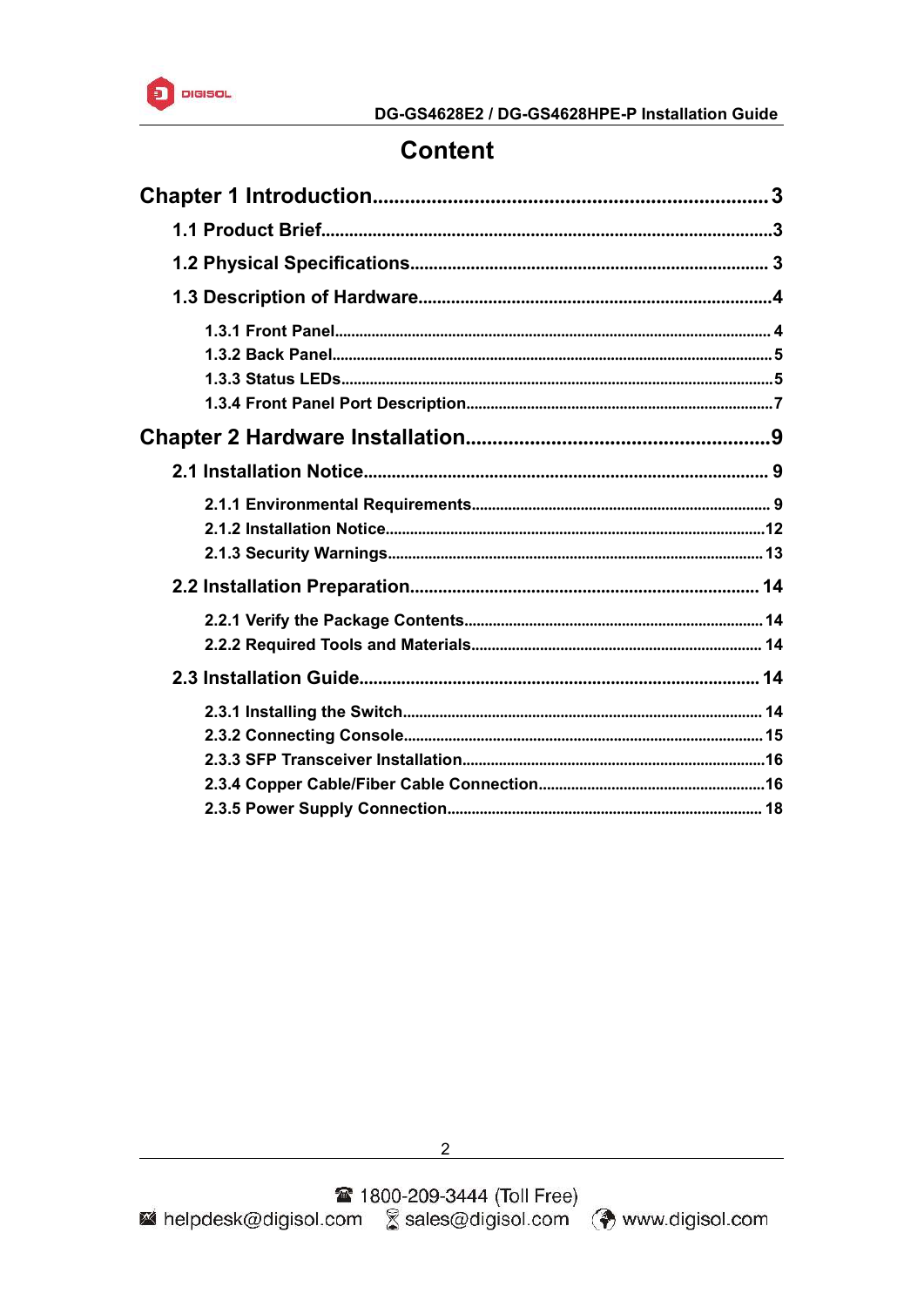# Content

**Chapter 1 Introduction......3**

- **1.1 Product Brief......3**
- **1.2 Physical Specifications......3**
- **1.3 Description of Hardware......4**
  - **1.3.1 Front Panel......4**
  - **1.3.2 Back Panel......5**
  - **1.3.3 Status LEDs......5**
  - **1.3.4 Front Panel Port Description......7**

**Chapter 2 Hardware Installation......9**

- **2.1 Installation Notice......9**
  - **2.1.1 Environmental Requirements......9**
  - **2.1.2 Installation Notice......12**
  - **2.1.3 Security Warnings......13**
- **2.2 Installation Preparation......14**
  - **2.2.1 Verify the Package Contents......14**
  - **2.2.2 Required Tools and Materials......14**
- **2.3 Installation Guide......14**
  - **2.3.1 Installing the Switch......14**
  - **2.3.2 Connecting Console......15**
  - **2.3.3 SFP Transceiver Installation......16**
  - **2.3.4 Copper Cable/Fiber Cable Connection......16**
  - **2.3.5 Power Supply Connection......18**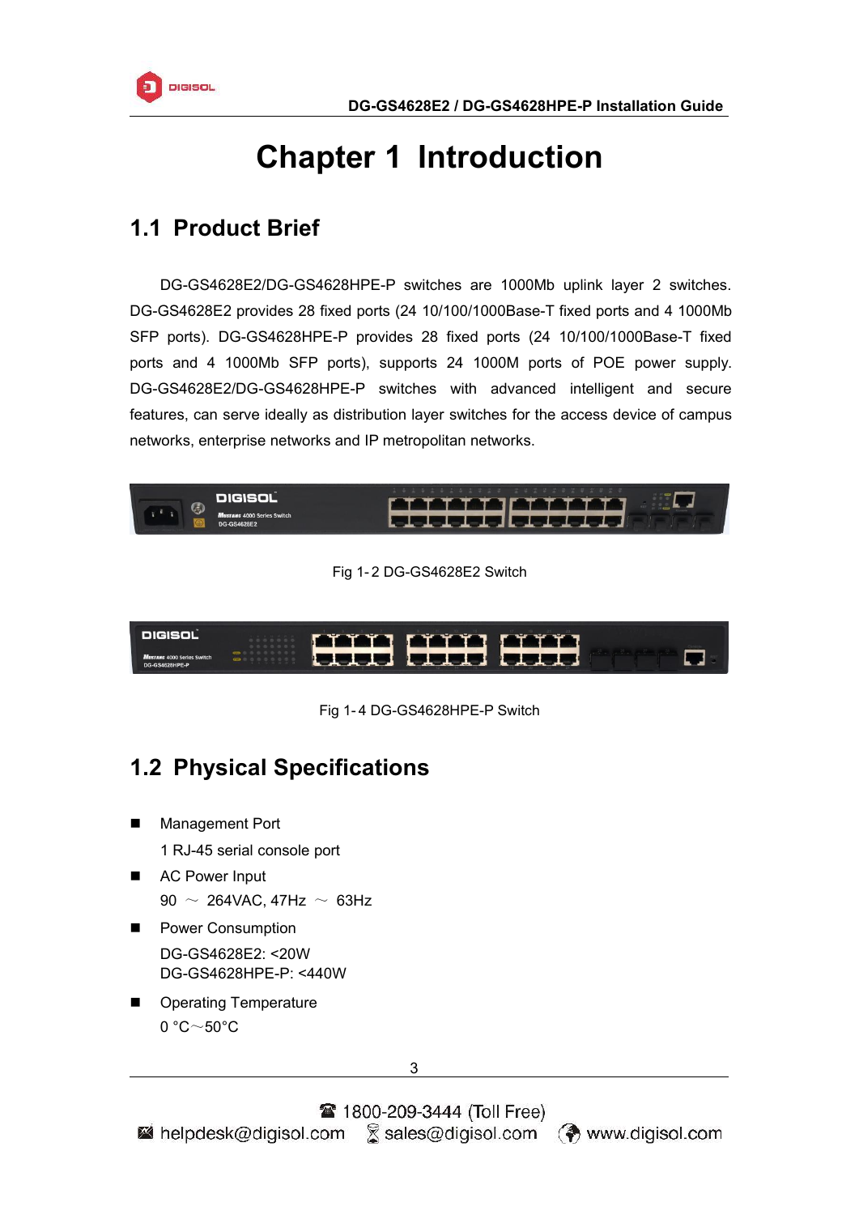# Chapter 1 Introduction

## 1.1 Product Brief

DG-GS4628E2/DG-GS4628HPE-P switches are 1000Mb uplink layer 2 switches. DG-GS4628E2 provides 28 fixed ports (24 10/100/1000Base-T fixed ports and 4 1000Mb SFP ports). DG-GS4628HPE-P provides 28 fixed ports (24 10/100/1000Base-T fixed ports and 4 1000Mb SFP ports), supports 24 1000M ports of POE power supply. DG-GS4628E2/DG-GS4628HPE-P switches with advanced intelligent and secure features, can serve ideally as distribution layer switches for the access device of campus networks, enterprise networks and IP metropolitan networks.

Fig 1-2 DG-GS4628E2 Switch

Fig 1-4 DG-GS4628HPE-P Switch

## 1.2 Physical Specifications

- Management Port

  1 RJ-45 serial console port

- AC Power Input

  90 ～ 264VAC, 47Hz ～ 63Hz

- Power Consumption

  DG-GS4628E2: <20W
  DG-GS4628HPE-P: <440W

- Operating Temperature

  0 °C～50°C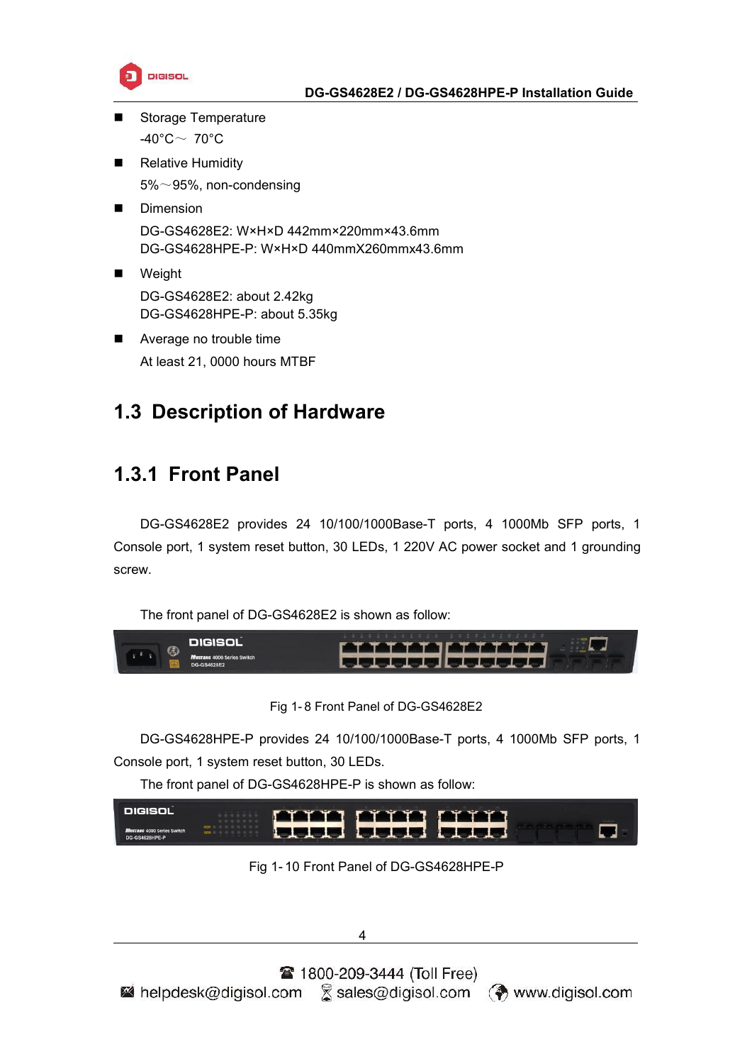- Storage Temperature

  -40°C～ 70°C

- Relative Humidity

  5%～95%, non-condensing

- Dimension

  DG-GS4628E2: W×H×D 442mm×220mm×43.6mm
  DG-GS4628HPE-P: W×H×D 440mmX260mmx43.6mm

- Weight

  DG-GS4628E2: about 2.42kg
  DG-GS4628HPE-P: about 5.35kg

- Average no trouble time

  At least 21, 0000 hours MTBF

## 1.3 Description of Hardware

### 1.3.1 Front Panel

DG-GS4628E2 provides 24 10/100/1000Base-T ports, 4 1000Mb SFP ports, 1 Console port, 1 system reset button, 30 LEDs, 1 220V AC power socket and 1 grounding screw.

The front panel of DG-GS4628E2 is shown as follow:

Fig 1- 8 Front Panel of DG-GS4628E2

DG-GS4628HPE-P provides 24 10/100/1000Base-T ports, 4 1000Mb SFP ports, 1 Console port, 1 system reset button, 30 LEDs.

The front panel of DG-GS4628HPE-P is shown as follow:

Fig 1- 10 Front Panel of DG-GS4628HPE-P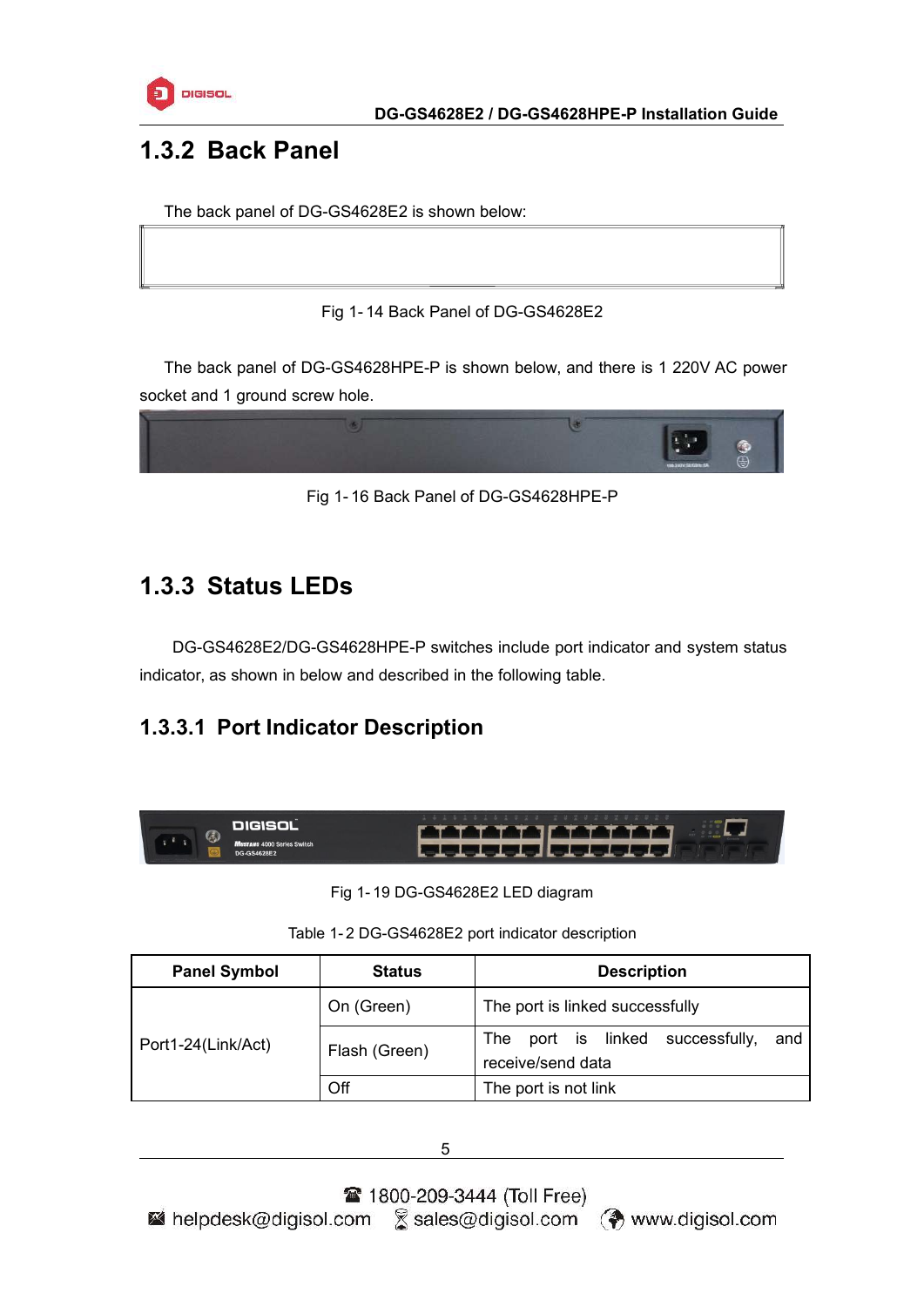### 1.3.2 Back Panel

The back panel of DG-GS4628E2 is shown below:

Fig 1-14 Back Panel of DG-GS4628E2

The back panel of DG-GS4628HPE-P is shown below, and there is 1 220V AC power socket and 1 ground screw hole.

Fig 1-16 Back Panel of DG-GS4628HPE-P

### 1.3.3 Status LEDs

DG-GS4628E2/DG-GS4628HPE-P switches include port indicator and system status indicator, as shown in below and described in the following table.

#### 1.3.3.1 Port Indicator Description

Fig 1-19 DG-GS4628E2 LED diagram

Table 1-2 DG-GS4628E2 port indicator description

| Panel Symbol | Status | Description |
| --- | --- | --- |
| Port1-24(Link/Act) | On (Green) | The port is linked successfully |
| | Flash (Green) | The port is linked successfully, and receive/send data |
| | Off | The port is not link |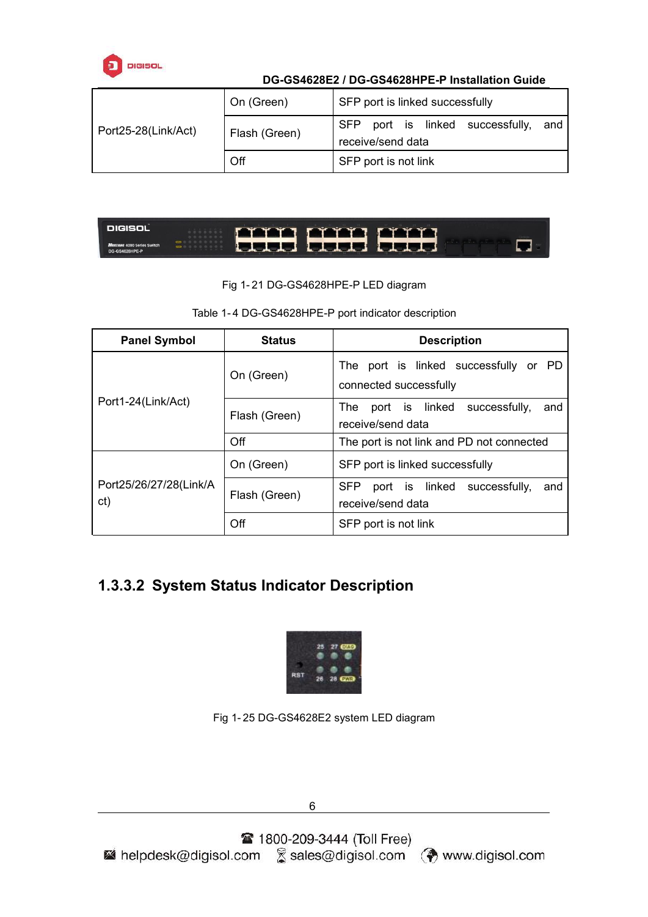| Port25-28(Link/Act) | On (Green) | SFP port is linked successfully |
|---|---|---|
| | Flash (Green) | SFP port is linked successfully, and receive/send data |
| | Off | SFP port is not link |

Fig 1-21 DG-GS4628HPE-P LED diagram

Table 1-4 DG-GS4628HPE-P port indicator description

| Panel Symbol | Status | Description |
|---|---|---|
| Port1-24(Link/Act) | On (Green) | The port is linked successfully or PD connected successfully |
| | Flash (Green) | The port is linked successfully, and receive/send data |
| | Off | The port is not link and PD not connected |
| Port25/26/27/28(Link/Act) | On (Green) | SFP port is linked successfully |
| | Flash (Green) | SFP port is linked successfully, and receive/send data |
| | Off | SFP port is not link |

### 1.3.3.2 System Status Indicator Description

Fig 1-25 DG-GS4628E2 system LED diagram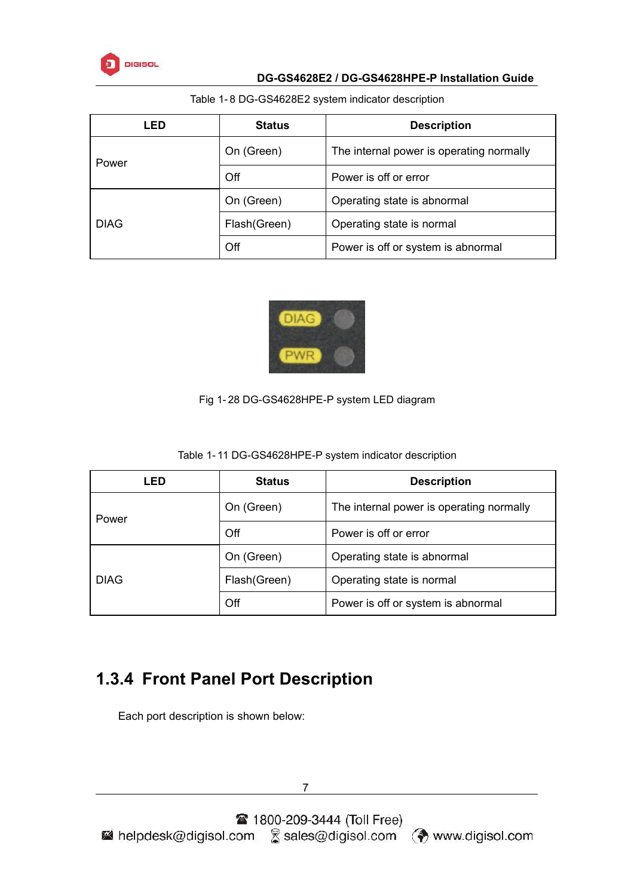Table 1- 8 DG-GS4628E2 system indicator description

| LED | Status | Description |
|---|---|---|
| Power | On (Green) | The internal power is operating normally |
| | Off | Power is off or error |
| DIAG | On (Green) | Operating state is abnormal |
| | Flash(Green) | Operating state is normal |
| | Off | Power is off or system is abnormal |

Fig 1- 28 DG-GS4628HPE-P system LED diagram

Table 1- 11 DG-GS4628HPE-P system indicator description

| LED | Status | Description |
|---|---|---|
| Power | On (Green) | The internal power is operating normally |
| | Off | Power is off or error |
| DIAG | On (Green) | Operating state is abnormal |
| | Flash(Green) | Operating state is normal |
| | Off | Power is off or system is abnormal |

## 1.3.4 Front Panel Port Description

Each port description is shown below: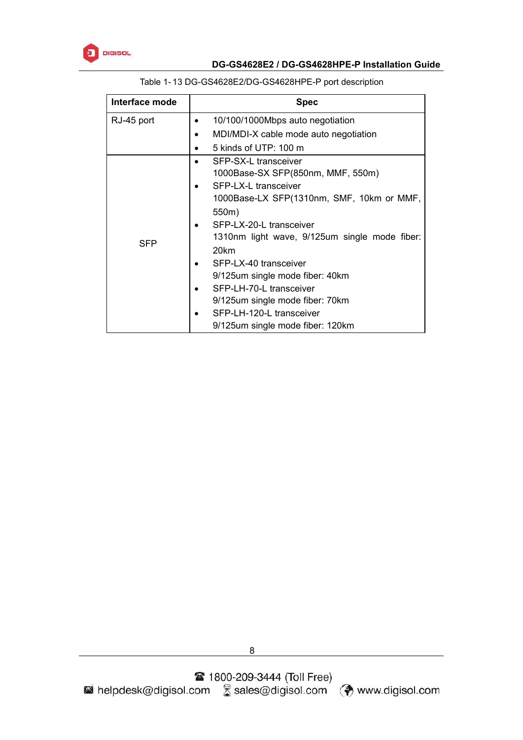Table 1- 13 DG-GS4628E2/DG-GS4628HPE-P port description

| Interface mode | Spec |
|---|---|
| RJ-45 port | • 10/100/1000Mbps auto negotiation<br>• MDI/MDI-X cable mode auto negotiation<br>• 5 kinds of UTP: 100 m |
| SFP | • SFP-SX-L transceiver<br>1000Base-SX SFP(850nm, MMF, 550m)<br>• SFP-LX-L transceiver<br>1000Base-LX SFP(1310nm, SMF, 10km or MMF, 550m)<br>• SFP-LX-20-L transceiver<br>1310nm light wave, 9/125um single mode fiber: 20km<br>• SFP-LX-40 transceiver<br>9/125um single mode fiber: 40km<br>• SFP-LH-70-L transceiver<br>9/125um single mode fiber: 70km<br>• SFP-LH-120-L transceiver<br>9/125um single mode fiber: 120km |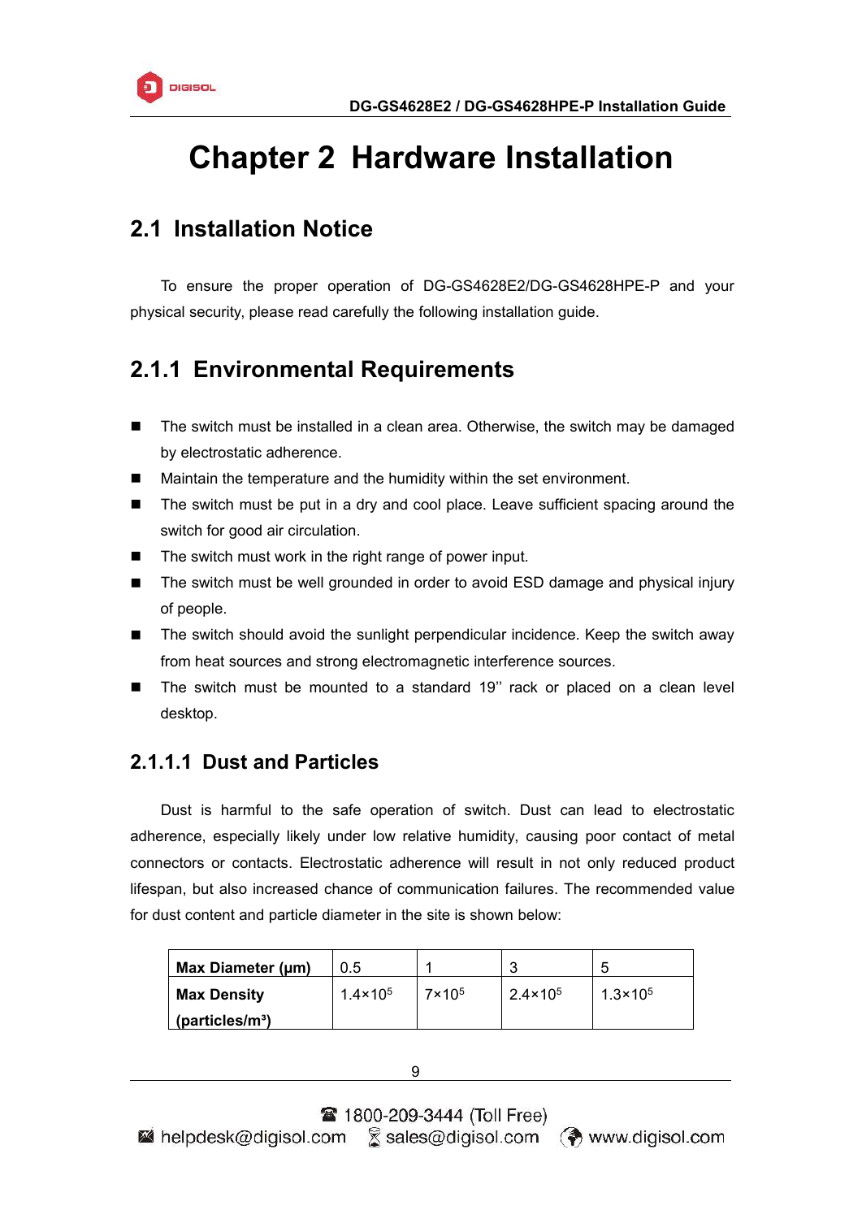# Chapter 2 Hardware Installation

## 2.1 Installation Notice

To ensure the proper operation of DG-GS4628E2/DG-GS4628HPE-P and your physical security, please read carefully the following installation guide.

## 2.1.1 Environmental Requirements

- The switch must be installed in a clean area. Otherwise, the switch may be damaged by electrostatic adherence.
- Maintain the temperature and the humidity within the set environment.
- The switch must be put in a dry and cool place. Leave sufficient spacing around the switch for good air circulation.
- The switch must work in the right range of power input.
- The switch must be well grounded in order to avoid ESD damage and physical injury of people.
- The switch should avoid the sunlight perpendicular incidence. Keep the switch away from heat sources and strong electromagnetic interference sources.
- The switch must be mounted to a standard 19'' rack or placed on a clean level desktop.

### 2.1.1.1 Dust and Particles

Dust is harmful to the safe operation of switch. Dust can lead to electrostatic adherence, especially likely under low relative humidity, causing poor contact of metal connectors or contacts. Electrostatic adherence will result in not only reduced product lifespan, but also increased chance of communication failures. The recommended value for dust content and particle diameter in the site is shown below:

| **Max Diameter (μm)** | 0.5 | 1 | 3 | 5 |
|---|---|---|---|---|
| **Max Density (particles/m³)** | $1.4\times10^5$ | $7\times10^5$ | $2.4\times10^5$ | $1.3\times10^5$ |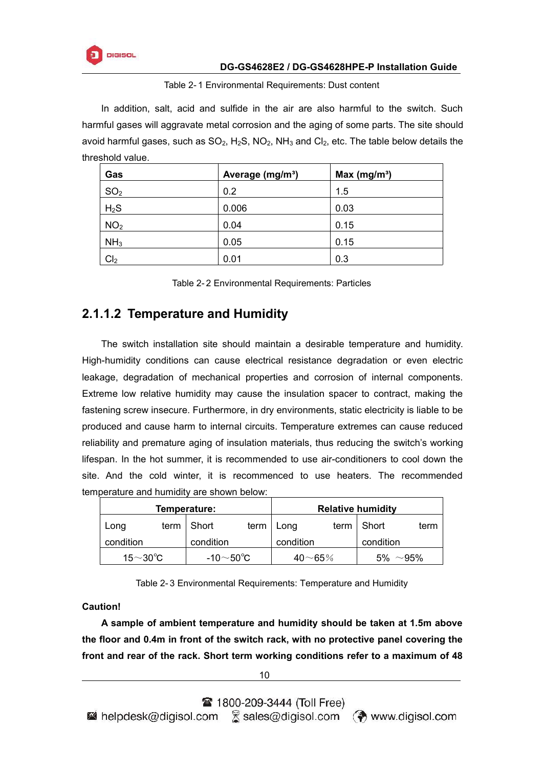Table 2- 1 Environmental Requirements: Dust content

In addition, salt, acid and sulfide in the air are also harmful to the switch. Such harmful gases will aggravate metal corrosion and the aging of some parts. The site should avoid harmful gases, such as $SO_2$, $H_2S$, $NO_2$, $NH_3$ and $Cl_2$, etc. The table below details the threshold value.

| Gas | Average (mg/m³) | Max (mg/m³) |
|---|---|---|
| $SO_2$ | 0.2 | 1.5 |
| $H_2S$ | 0.006 | 0.03 |
| $NO_2$ | 0.04 | 0.15 |
| $NH_3$ | 0.05 | 0.15 |
| $Cl_2$ | 0.01 | 0.3 |

Table 2- 2 Environmental Requirements: Particles

### 2.1.1.2 Temperature and Humidity

The switch installation site should maintain a desirable temperature and humidity. High-humidity conditions can cause electrical resistance degradation or even electric leakage, degradation of mechanical properties and corrosion of internal components. Extreme low relative humidity may cause the insulation spacer to contract, making the fastening screw insecure. Furthermore, in dry environments, static electricity is liable to be produced and cause harm to internal circuits. Temperature extremes can cause reduced reliability and premature aging of insulation materials, thus reducing the switch's working lifespan. In the hot summer, it is recommended to use air-conditioners to cool down the site. And the cold winter, it is recommenced to use heaters. The recommended temperature and humidity are shown below:

| Temperature: | | Relative humidity | |
|---|---|---|---|
| Long term condition | Short term condition | Long term condition | Short term condition |
| 15～30℃ | -10～50℃ | 40～65% | 5% ～95% |

Table 2- 3 Environmental Requirements: Temperature and Humidity

**Caution!**

**A sample of ambient temperature and humidity should be taken at 1.5m above the floor and 0.4m in front of the switch rack, with no protective panel covering the front and rear of the rack. Short term working conditions refer to a maximum of 48**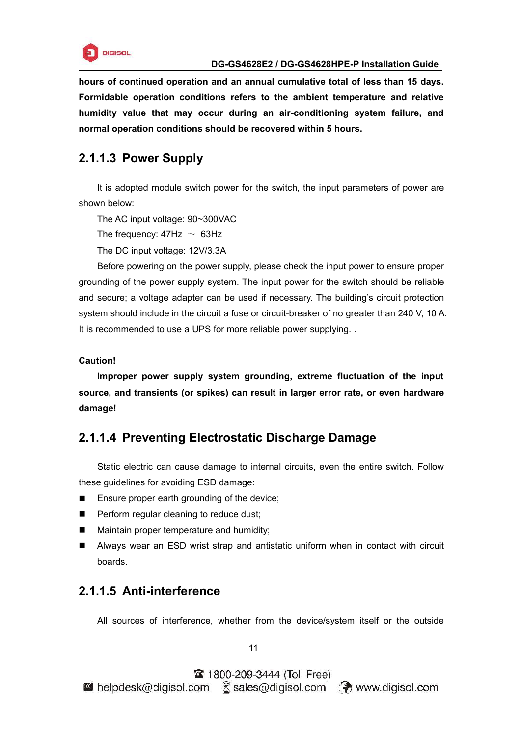**hours of continued operation and an annual cumulative total of less than 15 days. Formidable operation conditions refers to the ambient temperature and relative humidity value that may occur during an air-conditioning system failure, and normal operation conditions should be recovered within 5 hours.**

### 2.1.1.3 Power Supply

It is adopted module switch power for the switch, the input parameters of power are shown below:

The AC input voltage: 90~300VAC

The frequency: 47Hz ～ 63Hz

The DC input voltage: 12V/3.3A

Before powering on the power supply, please check the input power to ensure proper grounding of the power supply system. The input power for the switch should be reliable and secure; a voltage adapter can be used if necessary. The building's circuit protection system should include in the circuit a fuse or circuit-breaker of no greater than 240 V, 10 A. It is recommended to use a UPS for more reliable power supplying. .

**Caution!**

**Improper power supply system grounding, extreme fluctuation of the input source, and transients (or spikes) can result in larger error rate, or even hardware damage!**

### 2.1.1.4 Preventing Electrostatic Discharge Damage

Static electric can cause damage to internal circuits, even the entire switch. Follow these guidelines for avoiding ESD damage:

- Ensure proper earth grounding of the device;
- Perform regular cleaning to reduce dust;
- Maintain proper temperature and humidity;
- Always wear an ESD wrist strap and antistatic uniform when in contact with circuit boards.

### 2.1.1.5 Anti-interference

All sources of interference, whether from the device/system itself or the outside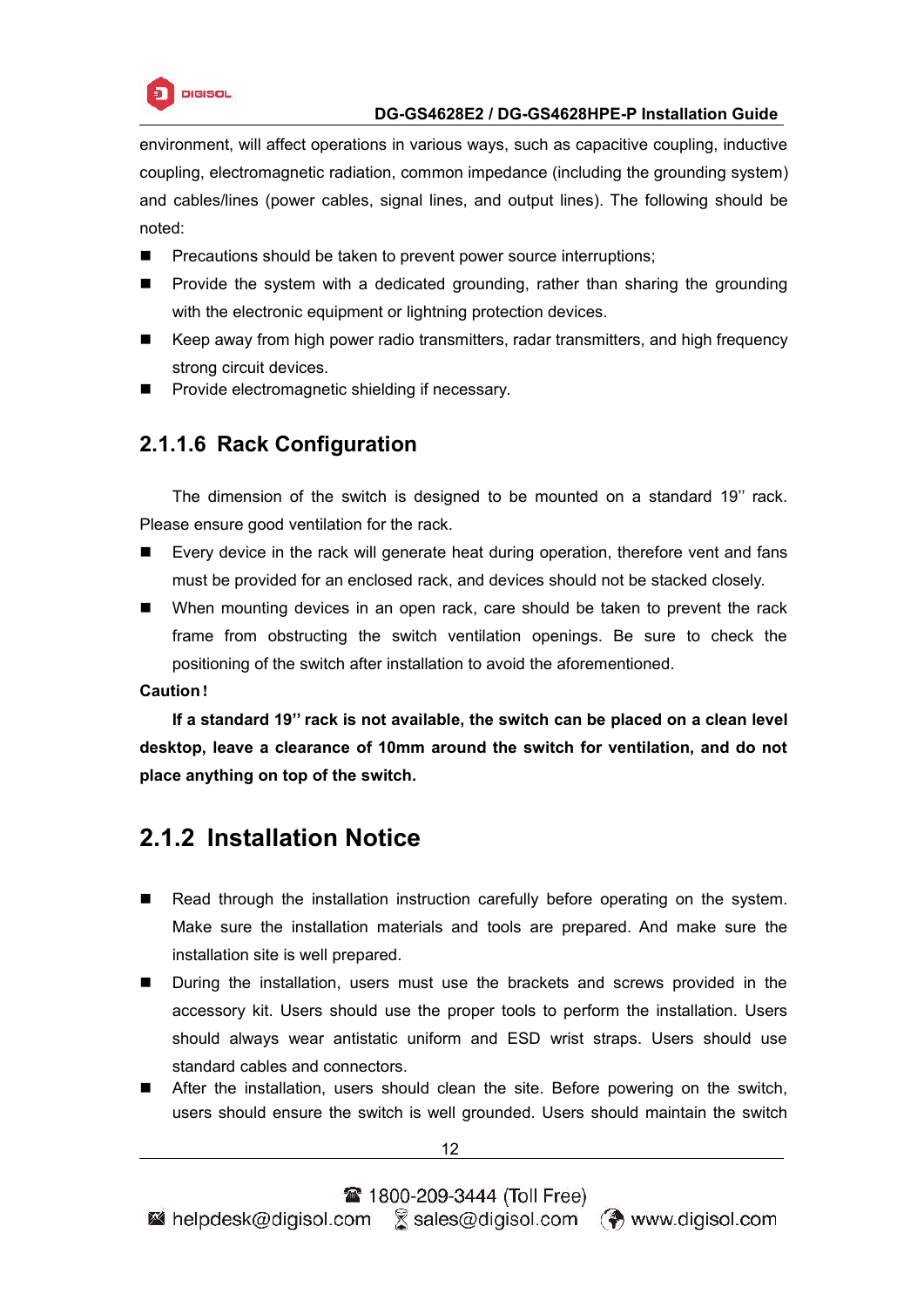environment, will affect operations in various ways, such as capacitive coupling, inductive coupling, electromagnetic radiation, common impedance (including the grounding system) and cables/lines (power cables, signal lines, and output lines). The following should be noted:

- Precautions should be taken to prevent power source interruptions;
- Provide the system with a dedicated grounding, rather than sharing the grounding with the electronic equipment or lightning protection devices.
- Keep away from high power radio transmitters, radar transmitters, and high frequency strong circuit devices.
- Provide electromagnetic shielding if necessary.

#### 2.1.1.6 Rack Configuration

The dimension of the switch is designed to be mounted on a standard 19'' rack. Please ensure good ventilation for the rack.

- Every device in the rack will generate heat during operation, therefore vent and fans must be provided for an enclosed rack, and devices should not be stacked closely.
- When mounting devices in an open rack, care should be taken to prevent the rack frame from obstructing the switch ventilation openings. Be sure to check the positioning of the switch after installation to avoid the aforementioned.

**Caution!**

**If a standard 19'' rack is not available, the switch can be placed on a clean level desktop, leave a clearance of 10mm around the switch for ventilation, and do not place anything on top of the switch.**

### 2.1.2 Installation Notice

- Read through the installation instruction carefully before operating on the system. Make sure the installation materials and tools are prepared. And make sure the installation site is well prepared.
- During the installation, users must use the brackets and screws provided in the accessory kit. Users should use the proper tools to perform the installation. Users should always wear antistatic uniform and ESD wrist straps. Users should use standard cables and connectors.
- After the installation, users should clean the site. Before powering on the switch, users should ensure the switch is well grounded. Users should maintain the switch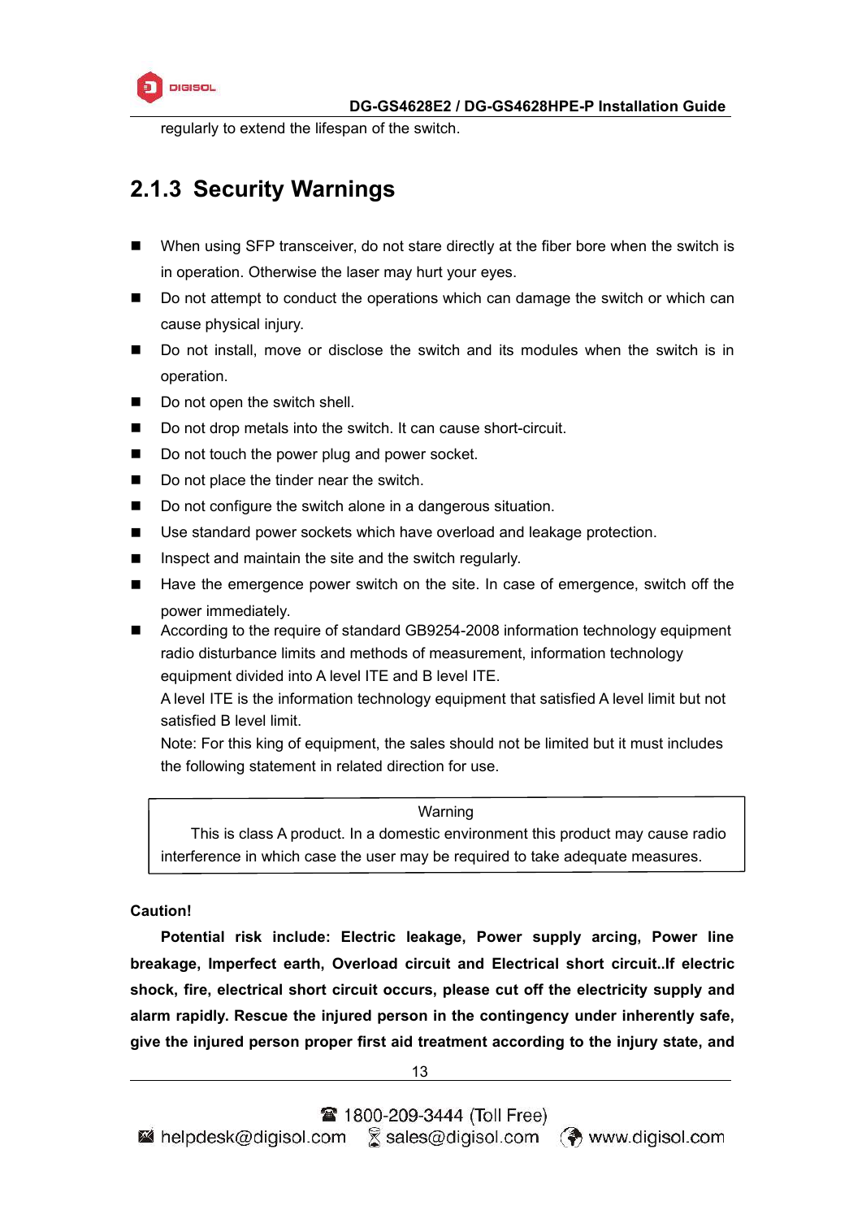regularly to extend the lifespan of the switch.

## 2.1.3 Security Warnings

- When using SFP transceiver, do not stare directly at the fiber bore when the switch is in operation. Otherwise the laser may hurt your eyes.
- Do not attempt to conduct the operations which can damage the switch or which can cause physical injury.
- Do not install, move or disclose the switch and its modules when the switch is in operation.
- Do not open the switch shell.
- Do not drop metals into the switch. It can cause short-circuit.
- Do not touch the power plug and power socket.
- Do not place the tinder near the switch.
- Do not configure the switch alone in a dangerous situation.
- Use standard power sockets which have overload and leakage protection.
- Inspect and maintain the site and the switch regularly.
- Have the emergence power switch on the site. In case of emergence, switch off the power immediately.
- According to the require of standard GB9254-2008 information technology equipment radio disturbance limits and methods of measurement, information technology equipment divided into A level ITE and B level ITE.
  A level ITE is the information technology equipment that satisfied A level limit but not satisfied B level limit.
  Note: For this king of equipment, the sales should not be limited but it must includes the following statement in related direction for use.

| Warning |
|---|
| This is class A product. In a domestic environment this product may cause radio interference in which case the user may be required to take adequate measures. |

**Caution!**

**Potential risk include: Electric leakage, Power supply arcing, Power line breakage, Imperfect earth, Overload circuit and Electrical short circuit..If electric shock, fire, electrical short circuit occurs, please cut off the electricity supply and alarm rapidly. Rescue the injured person in the contingency under inherently safe, give the injured person proper first aid treatment according to the injury state, and**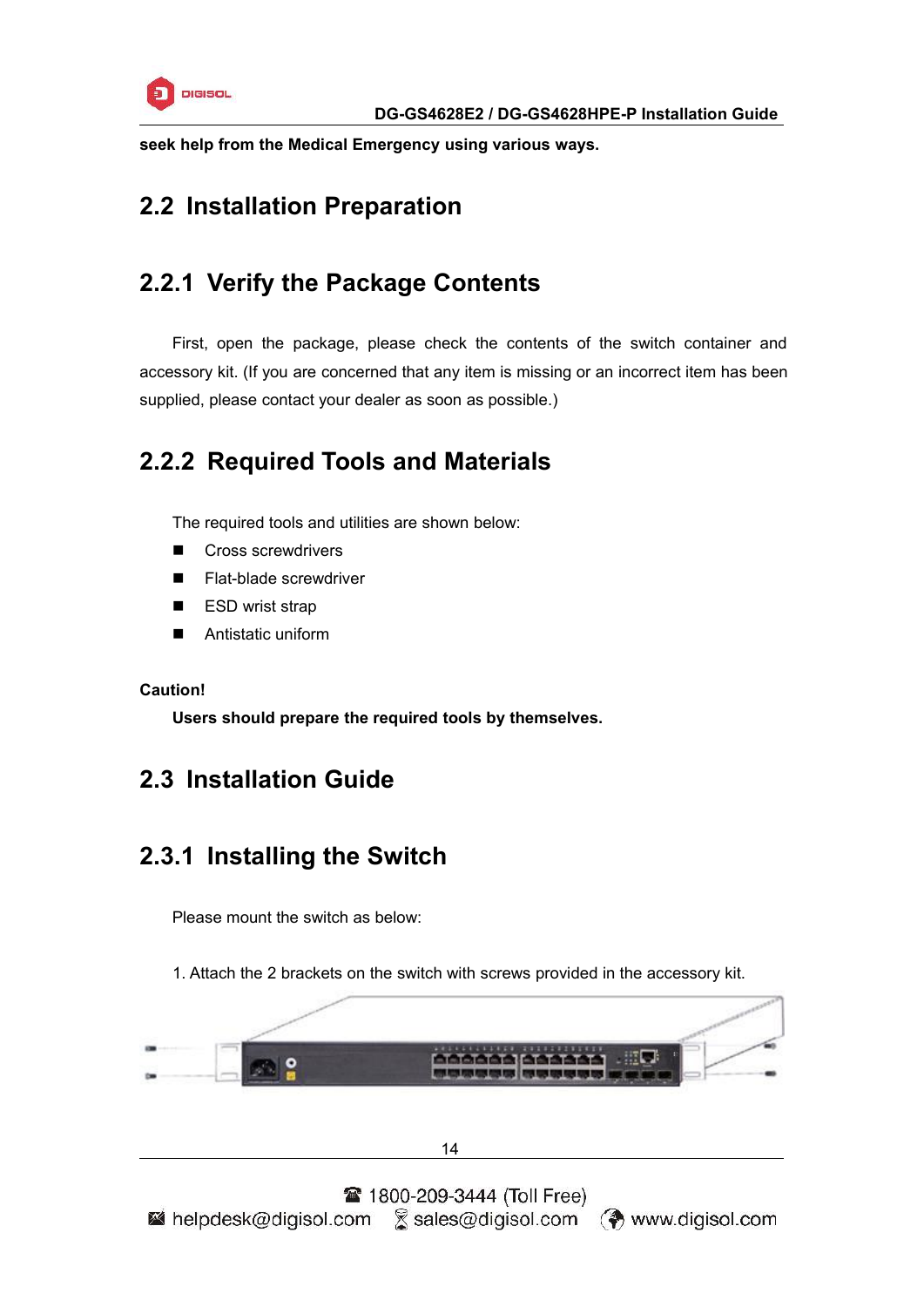**seek help from the Medical Emergency using various ways.**

## 2.2 Installation Preparation

### 2.2.1 Verify the Package Contents

First, open the package, please check the contents of the switch container and accessory kit. (If you are concerned that any item is missing or an incorrect item has been supplied, please contact your dealer as soon as possible.)

### 2.2.2 Required Tools and Materials

The required tools and utilities are shown below:

- Cross screwdrivers
- Flat-blade screwdriver
- ESD wrist strap
- Antistatic uniform

**Caution!**

**Users should prepare the required tools by themselves.**

## 2.3 Installation Guide

### 2.3.1 Installing the Switch

Please mount the switch as below:

1. Attach the 2 brackets on the switch with screws provided in the accessory kit.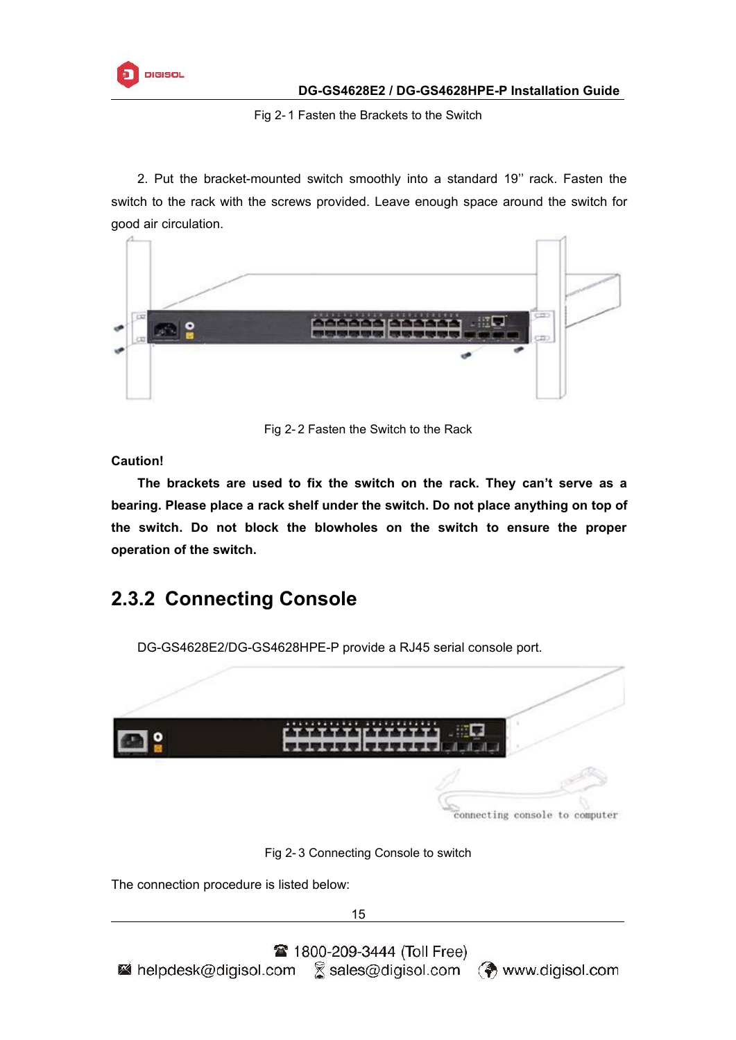Fig 2-1 Fasten the Brackets to the Switch

2. Put the bracket-mounted switch smoothly into a standard 19'' rack. Fasten the switch to the rack with the screws provided. Leave enough space around the switch for good air circulation.

Fig 2-2 Fasten the Switch to the Rack

**Caution!**

**The brackets are used to fix the switch on the rack. They can't serve as a bearing. Please place a rack shelf under the switch. Do not place anything on top of the switch. Do not block the blowholes on the switch to ensure the proper operation of the switch.**

## 2.3.2 Connecting Console

DG-GS4628E2/DG-GS4628HPE-P provide a RJ45 serial console port.

connecting console to computer

Fig 2-3 Connecting Console to switch

The connection procedure is listed below: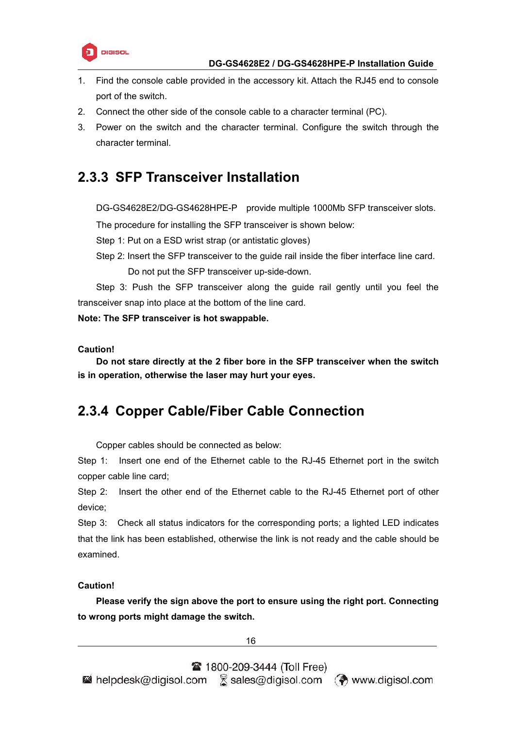1. Find the console cable provided in the accessory kit. Attach the RJ45 end to console port of the switch.
2. Connect the other side of the console cable to a character terminal (PC).
3. Power on the switch and the character terminal. Configure the switch through the character terminal.

## 2.3.3 SFP Transceiver Installation

DG-GS4628E2/DG-GS4628HPE-P provide multiple 1000Mb SFP transceiver slots.

The procedure for installing the SFP transceiver is shown below:

Step 1: Put on a ESD wrist strap (or antistatic gloves)

Step 2: Insert the SFP transceiver to the guide rail inside the fiber interface line card. Do not put the SFP transceiver up-side-down.

Step 3: Push the SFP transceiver along the guide rail gently until you feel the transceiver snap into place at the bottom of the line card.

**Note: The SFP transceiver is hot swappable.**

**Caution!**

**Do not stare directly at the 2 fiber bore in the SFP transceiver when the switch is in operation, otherwise the laser may hurt your eyes.**

## 2.3.4 Copper Cable/Fiber Cable Connection

Copper cables should be connected as below:

Step 1: Insert one end of the Ethernet cable to the RJ-45 Ethernet port in the switch copper cable line card;

Step 2: Insert the other end of the Ethernet cable to the RJ-45 Ethernet port of other device;

Step 3: Check all status indicators for the corresponding ports; a lighted LED indicates that the link has been established, otherwise the link is not ready and the cable should be examined.

**Caution!**

**Please verify the sign above the port to ensure using the right port. Connecting to wrong ports might damage the switch.**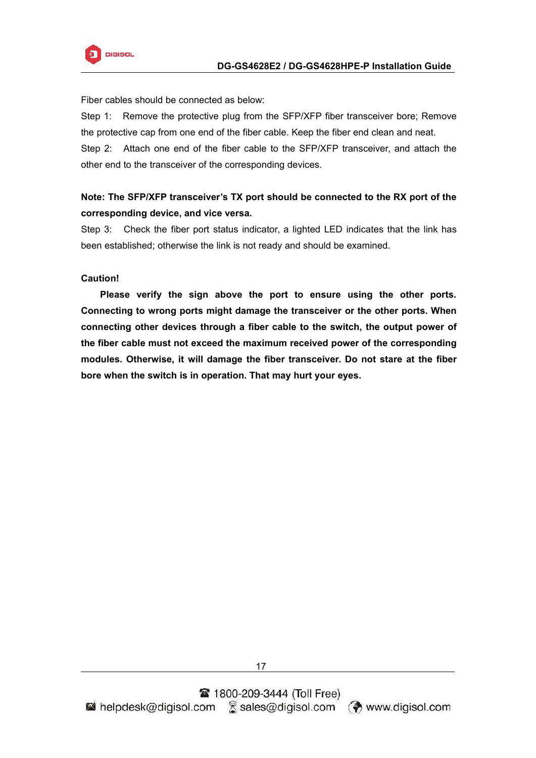Fiber cables should be connected as below:

Step 1: Remove the protective plug from the SFP/XFP fiber transceiver bore; Remove the protective cap from one end of the fiber cable. Keep the fiber end clean and neat.

Step 2: Attach one end of the fiber cable to the SFP/XFP transceiver, and attach the other end to the transceiver of the corresponding devices.

**Note: The SFP/XFP transceiver's TX port should be connected to the RX port of the corresponding device, and vice versa.**

Step 3: Check the fiber port status indicator, a lighted LED indicates that the link has been established; otherwise the link is not ready and should be examined.

**Caution!**

**Please verify the sign above the port to ensure using the other ports. Connecting to wrong ports might damage the transceiver or the other ports. When connecting other devices through a fiber cable to the switch, the output power of the fiber cable must not exceed the maximum received power of the corresponding modules. Otherwise, it will damage the fiber transceiver. Do not stare at the fiber bore when the switch is in operation. That may hurt your eyes.**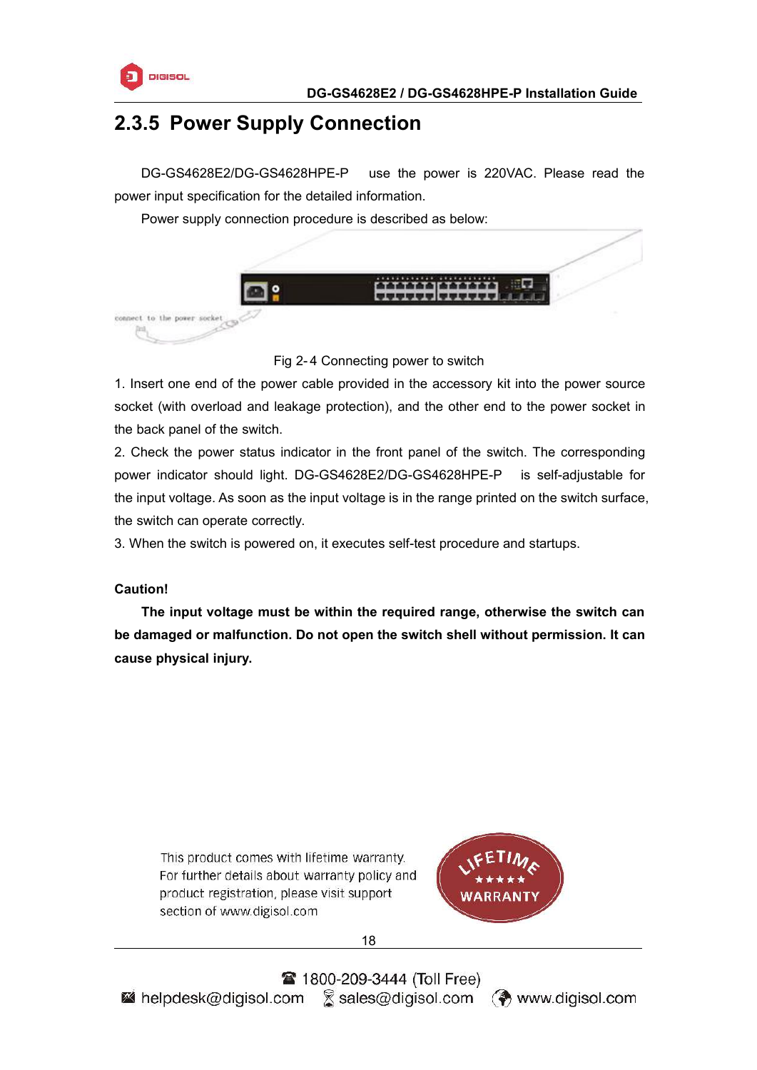## 2.3.5 Power Supply Connection

DG-GS4628E2/DG-GS4628HPE-P use the power is 220VAC. Please read the power input specification for the detailed information.

Power supply connection procedure is described as below:

connect to the power socket

Fig 2-4 Connecting power to switch

1. Insert one end of the power cable provided in the accessory kit into the power source socket (with overload and leakage protection), and the other end to the power socket in the back panel of the switch.
2. Check the power status indicator in the front panel of the switch. The corresponding power indicator should light. DG-GS4628E2/DG-GS4628HPE-P is self-adjustable for the input voltage. As soon as the input voltage is in the range printed on the switch surface, the switch can operate correctly.
3. When the switch is powered on, it executes self-test procedure and startups.

**Caution!**

**The input voltage must be within the required range, otherwise the switch can be damaged or malfunction. Do not open the switch shell without permission. It can cause physical injury.**

This product comes with lifetime warranty. For further details about warranty policy and product registration, please visit support section of www.digisol.com

LIFETIME ★★★★★ WARRANTY

☎ 1800-209-3444 (Toll Free)
helpdesk@digisol.com sales@digisol.com www.digisol.com